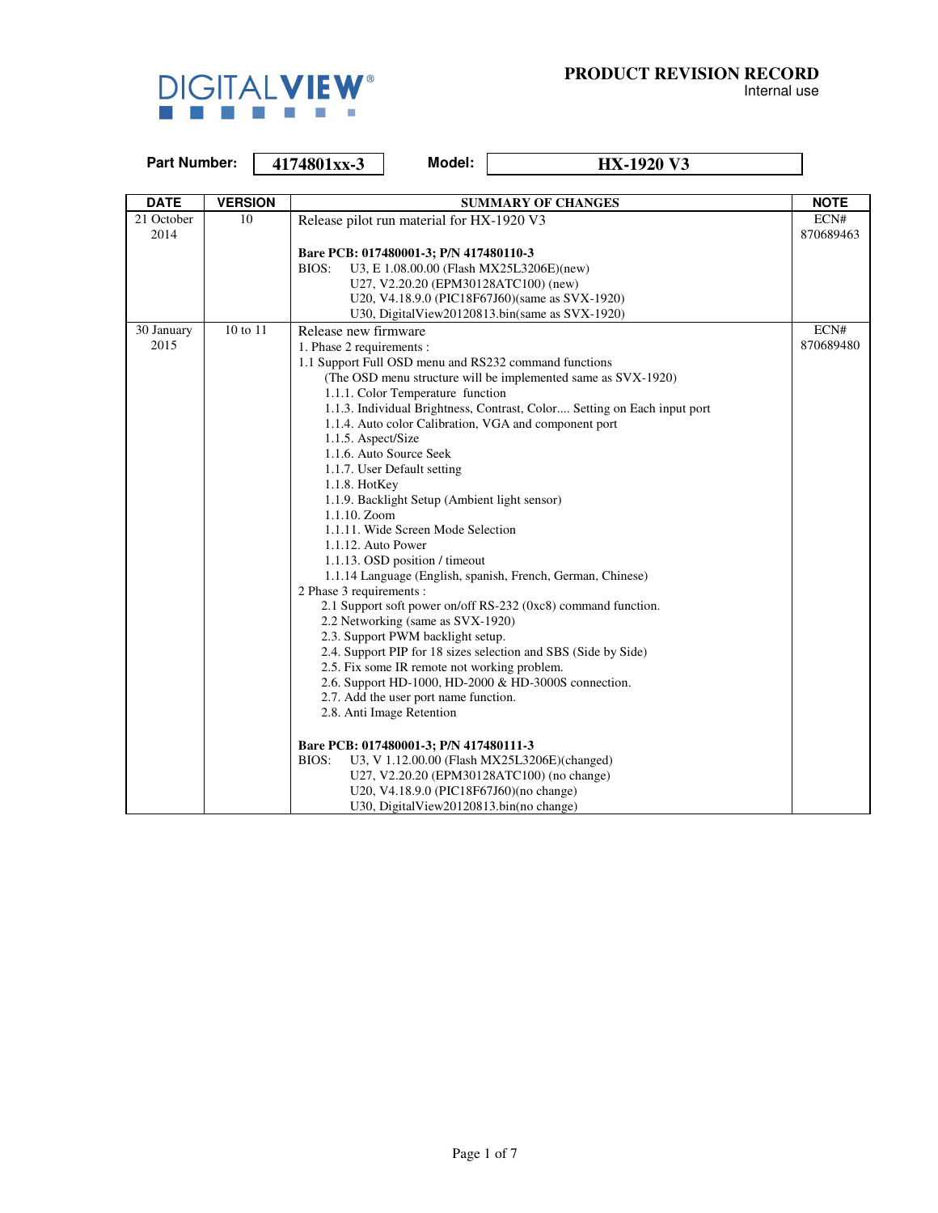DIGITALVIEW®

# PRODUCT REVISION RECORD

Internal use

**Part Number:** 4174801xx-3 **Model:** HX-1920 V3

| DATE | VERSION | SUMMARY OF CHANGES | NOTE |
|---|---|---|---|
| 21 October 2014 | 10 | Release pilot run material for HX-1920 V3<br><br>**Bare PCB: 017480001-3; P/N 417480110-3**<br>BIOS: U3, E 1.08.00.00 (Flash MX25L3206E)(new)<br>U27, V2.20.20 (EPM30128ATC100) (new)<br>U20, V4.18.9.0 (PIC18F67J60)(same as SVX-1920)<br>U30, DigitalView20120813.bin(same as SVX-1920) | ECN# 870689463 |
| 30 January 2015 | 10 to 11 | Release new firmware<br>1. Phase 2 requirements :<br>1.1 Support Full OSD menu and RS232 command functions<br>(The OSD menu structure will be implemented same as SVX-1920)<br>1.1.1. Color Temperature function<br>1.1.3. Individual Brightness, Contrast, Color.... Setting on Each input port<br>1.1.4. Auto color Calibration, VGA and component port<br>1.1.5. Aspect/Size<br>1.1.6. Auto Source Seek<br>1.1.7. User Default setting<br>1.1.8. HotKey<br>1.1.9. Backlight Setup (Ambient light sensor)<br>1.1.10. Zoom<br>1.1.11. Wide Screen Mode Selection<br>1.1.12. Auto Power<br>1.1.13. OSD position / timeout<br>1.1.14 Language (English, spanish, French, German, Chinese)<br>2 Phase 3 requirements :<br>2.1 Support soft power on/off RS-232 (0xc8) command function.<br>2.2 Networking (same as SVX-1920)<br>2.3. Support PWM backlight setup.<br>2.4. Support PIP for 18 sizes selection and SBS (Side by Side)<br>2.5. Fix some IR remote not working problem.<br>2.6. Support HD-1000, HD-2000 & HD-3000S connection.<br>2.7. Add the user port name function.<br>2.8. Anti Image Retention<br><br>**Bare PCB: 017480001-3; P/N 417480111-3**<br>BIOS: U3, V 1.12.00.00 (Flash MX25L3206E)(changed)<br>U27, V2.20.20 (EPM30128ATC100) (no change)<br>U20, V4.18.9.0 (PIC18F67J60)(no change)<br>U30, DigitalView20120813.bin(no change) | ECN# 870689480 |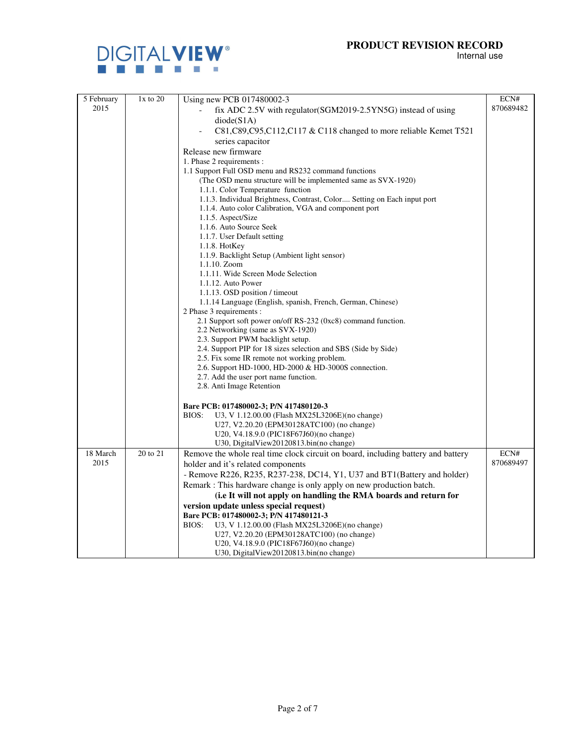| 5 February 2015 | 1x to 20 | Using new PCB 017480002-3<br>- fix ADC 2.5V with regulator(SGM2019-2.5YN5G) instead of using diode(S1A)<br>- C81,C89,C95,C112,C117 & C118 changed to more reliable Kemet T521 series capacitor<br>Release new firmware<br>1. Phase 2 requirements :<br>1.1 Support Full OSD menu and RS232 command functions<br>(The OSD menu structure will be implemented same as SVX-1920)<br>1.1.1. Color Temperature function<br>1.1.3. Individual Brightness, Contrast, Color.... Setting on Each input port<br>1.1.4. Auto color Calibration, VGA and component port<br>1.1.5. Aspect/Size<br>1.1.6. Auto Source Seek<br>1.1.7. User Default setting<br>1.1.8. HotKey<br>1.1.9. Backlight Setup (Ambient light sensor)<br>1.1.10. Zoom<br>1.1.11. Wide Screen Mode Selection<br>1.1.12. Auto Power<br>1.1.13. OSD position / timeout<br>1.1.14 Language (English, spanish, French, German, Chinese)<br>2 Phase 3 requirements :<br>2.1 Support soft power on/off RS-232 (0xc8) command function.<br>2.2 Networking (same as SVX-1920)<br>2.3. Support PWM backlight setup.<br>2.4. Support PIP for 18 sizes selection and SBS (Side by Side)<br>2.5. Fix some IR remote not working problem.<br>2.6. Support HD-1000, HD-2000 & HD-3000S connection.<br>2.7. Add the user port name function.<br>2.8. Anti Image Retention<br><br>**Bare PCB: 017480002-3; P/N 417480120-3**<br>BIOS: U3, V 1.12.00.00 (Flash MX25L3206E)(no change)<br>U27, V2.20.20 (EPM30128ATC100) (no change)<br>U20, V4.18.9.0 (PIC18F67J60)(no change)<br>U30, DigitalView20120813.bin(no change) | ECN# 870689482 |
|---|---|---|---|
| 18 March 2015 | 20 to 21 | Remove the whole real time clock circuit on board, including battery and battery holder and it's related components<br>- Remove R226, R235, R237-238, DC14, Y1, U37 and BT1(Battery and holder)<br>Remark : This hardware change is only apply on new production batch.<br>**(i.e It will not apply on handling the RMA boards and return for version update unless special request)**<br>**Bare PCB: 017480002-3; P/N 417480121-3**<br>BIOS: U3, V 1.12.00.00 (Flash MX25L3206E)(no change)<br>U27, V2.20.20 (EPM30128ATC100) (no change)<br>U20, V4.18.9.0 (PIC18F67J60)(no change)<br>U30, DigitalView20120813.bin(no change) | ECN# 870689497 |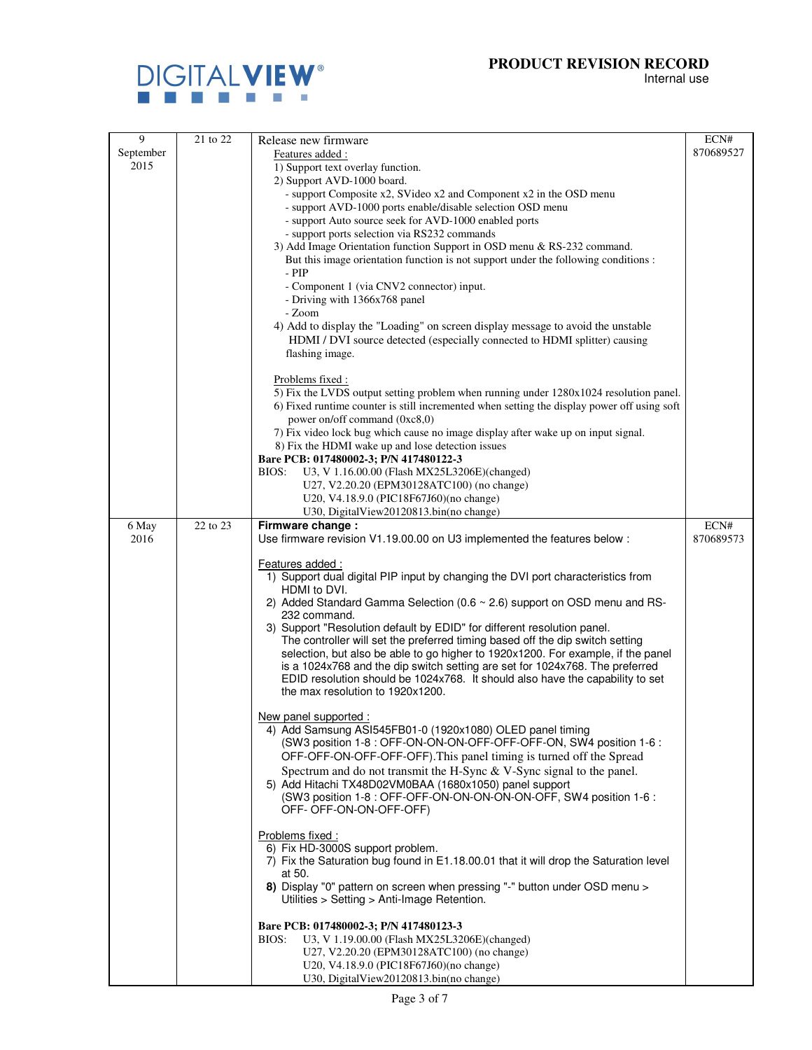| 9 September 2015 | 21 to 22 | Release new firmware<br>Features added :<br>1) Support text overlay function.<br>2) Support AVD-1000 board.<br>- support Composite x2, SVideo x2 and Component x2 in the OSD menu<br>- support AVD-1000 ports enable/disable selection OSD menu<br>- support Auto source seek for AVD-1000 enabled ports<br>- support ports selection via RS232 commands<br>3) Add Image Orientation function Support in OSD menu & RS-232 command.<br>But this image orientation function is not support under the following conditions :<br>- PIP<br>- Component 1 (via CNV2 connector) input.<br>- Driving with 1366x768 panel<br>- Zoom<br>4) Add to display the "Loading" on screen display message to avoid the unstable HDMI / DVI source detected (especially connected to HDMI splitter) causing flashing image.<br><br>Problems fixed :<br>5) Fix the LVDS output setting problem when running under 1280x1024 resolution panel.<br>6) Fixed runtime counter is still incremented when setting the display power off using soft power on/off command (0xc8,0)<br>7) Fix video lock bug which cause no image display after wake up on input signal.<br>8) Fix the HDMI wake up and lose detection issues<br>**Bare PCB: 017480002-3; P/N 417480122-3**<br>BIOS: U3, V 1.16.00.00 (Flash MX25L3206E)(changed)<br>U27, V2.20.20 (EPM30128ATC100) (no change)<br>U20, V4.18.9.0 (PIC18F67J60)(no change)<br>U30, DigitalView20120813.bin(no change) | ECN# 870689527 |
|---|---|---|---|
| 6 May 2016 | 22 to 23 | **Firmware change :**<br>Use firmware revision V1.19.00.00 on U3 implemented the features below :<br><br>Features added :<br>1) Support dual digital PIP input by changing the DVI port characteristics from HDMI to DVI.<br>2) Added Standard Gamma Selection (0.6 ~ 2.6) support on OSD menu and RS-232 command.<br>3) Support "Resolution default by EDID" for different resolution panel. The controller will set the preferred timing based off the dip switch setting selection, but also be able to go higher to 1920x1200. For example, if the panel is a 1024x768 and the dip switch setting are set for 1024x768. The preferred EDID resolution should be 1024x768. It should also have the capability to set the max resolution to 1920x1200.<br><br>New panel supported :<br>4) Add Samsung ASI545FB01-0 (1920x1080) OLED panel timing (SW3 position 1-8 : OFF-ON-ON-ON-OFF-OFF-OFF-ON, SW4 position 1-6 : OFF-OFF-ON-OFF-OFF-OFF).This panel timing is turned off the Spread Spectrum and do not transmit the H-Sync & V-Sync signal to the panel.<br>5) Add Hitachi TX48D02VM0BAA (1680x1050) panel support (SW3 position 1-8 : OFF-OFF-ON-ON-ON-ON-ON-OFF, SW4 position 1-6 : OFF- OFF-ON-ON-OFF-OFF)<br><br>Problems fixed :<br>6) Fix HD-3000S support problem.<br>7) Fix the Saturation bug found in E1.18.00.01 that it will drop the Saturation level at 50.<br>**8)** Display "0" pattern on screen when pressing "-" button under OSD menu > Utilities > Setting > Anti-Image Retention.<br><br>**Bare PCB: 017480002-3; P/N 417480123-3**<br>BIOS: U3, V 1.19.00.00 (Flash MX25L3206E)(changed)<br>U27, V2.20.20 (EPM30128ATC100) (no change)<br>U20, V4.18.9.0 (PIC18F67J60)(no change)<br>U30, DigitalView20120813.bin(no change) | ECN# 870689573 |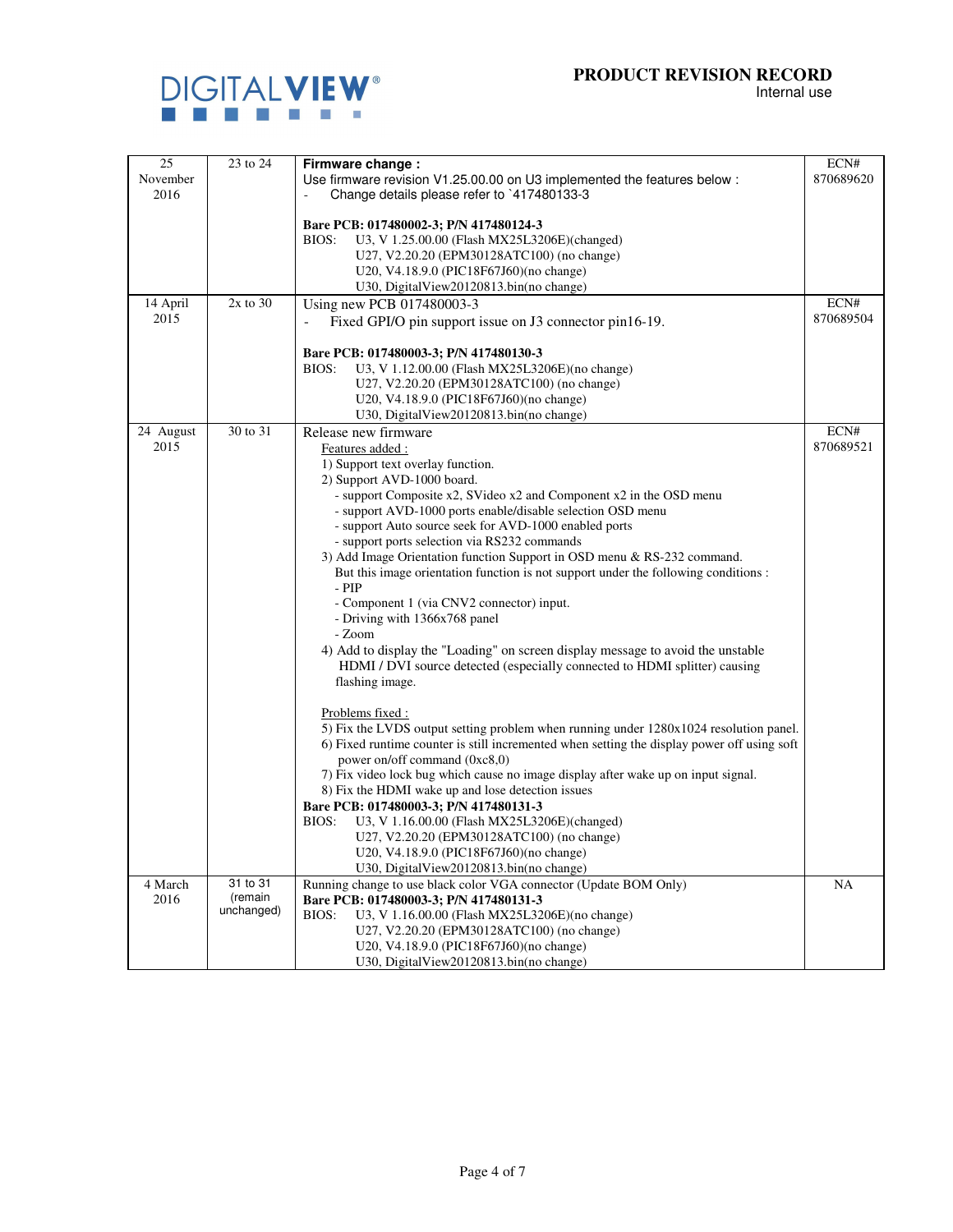| 25 November 2016 | 23 to 24 | **Firmware change :**<br>Use firmware revision V1.25.00.00 on U3 implemented the features below :<br>- Change details please refer to `417480133-3<br><br>**Bare PCB: 017480002-3; P/N 417480124-3**<br>BIOS: U3, V 1.25.00.00 (Flash MX25L3206E)(changed)<br>U27, V2.20.20 (EPM30128ATC100) (no change)<br>U20, V4.18.9.0 (PIC18F67J60)(no change)<br>U30, DigitalView20120813.bin(no change) | ECN# 870689620 |
|---|---|---|---|
| 14 April 2015 | 2x to 30 | Using new PCB 017480003-3<br>- Fixed GPI/O pin support issue on J3 connector pin16-19.<br><br>**Bare PCB: 017480003-3; P/N 417480130-3**<br>BIOS: U3, V 1.12.00.00 (Flash MX25L3206E)(no change)<br>U27, V2.20.20 (EPM30128ATC100) (no change)<br>U20, V4.18.9.0 (PIC18F67J60)(no change)<br>U30, DigitalView20120813.bin(no change) | ECN# 870689504 |
| 24 August 2015 | 30 to 31 | Release new firmware<br>Features added :<br>1) Support text overlay function.<br>2) Support AVD-1000 board.<br>- support Composite x2, SVideo x2 and Component x2 in the OSD menu<br>- support AVD-1000 ports enable/disable selection OSD menu<br>- support Auto source seek for AVD-1000 enabled ports<br>- support ports selection via RS232 commands<br>3) Add Image Orientation function Support in OSD menu & RS-232 command.<br>But this image orientation function is not support under the following conditions :<br>- PIP<br>- Component 1 (via CNV2 connector) input.<br>- Driving with 1366x768 panel<br>- Zoom<br>4) Add to display the "Loading" on screen display message to avoid the unstable HDMI / DVI source detected (especially connected to HDMI splitter) causing flashing image.<br><br>Problems fixed :<br>5) Fix the LVDS output setting problem when running under 1280x1024 resolution panel.<br>6) Fixed runtime counter is still incremented when setting the display power off using soft power on/off command (0xc8,0)<br>7) Fix video lock bug which cause no image display after wake up on input signal.<br>8) Fix the HDMI wake up and lose detection issues<br>**Bare PCB: 017480003-3; P/N 417480131-3**<br>BIOS: U3, V 1.16.00.00 (Flash MX25L3206E)(changed)<br>U27, V2.20.20 (EPM30128ATC100) (no change)<br>U20, V4.18.9.0 (PIC18F67J60)(no change)<br>U30, DigitalView20120813.bin(no change) | ECN# 870689521 |
| 4 March 2016 | 31 to 31 (remain unchanged) | Running change to use black color VGA connector (Update BOM Only)<br>**Bare PCB: 017480003-3; P/N 417480131-3**<br>BIOS: U3, V 1.16.00.00 (Flash MX25L3206E)(no change)<br>U27, V2.20.20 (EPM30128ATC100) (no change)<br>U20, V4.18.9.0 (PIC18F67J60)(no change)<br>U30, DigitalView20120813.bin(no change) | NA |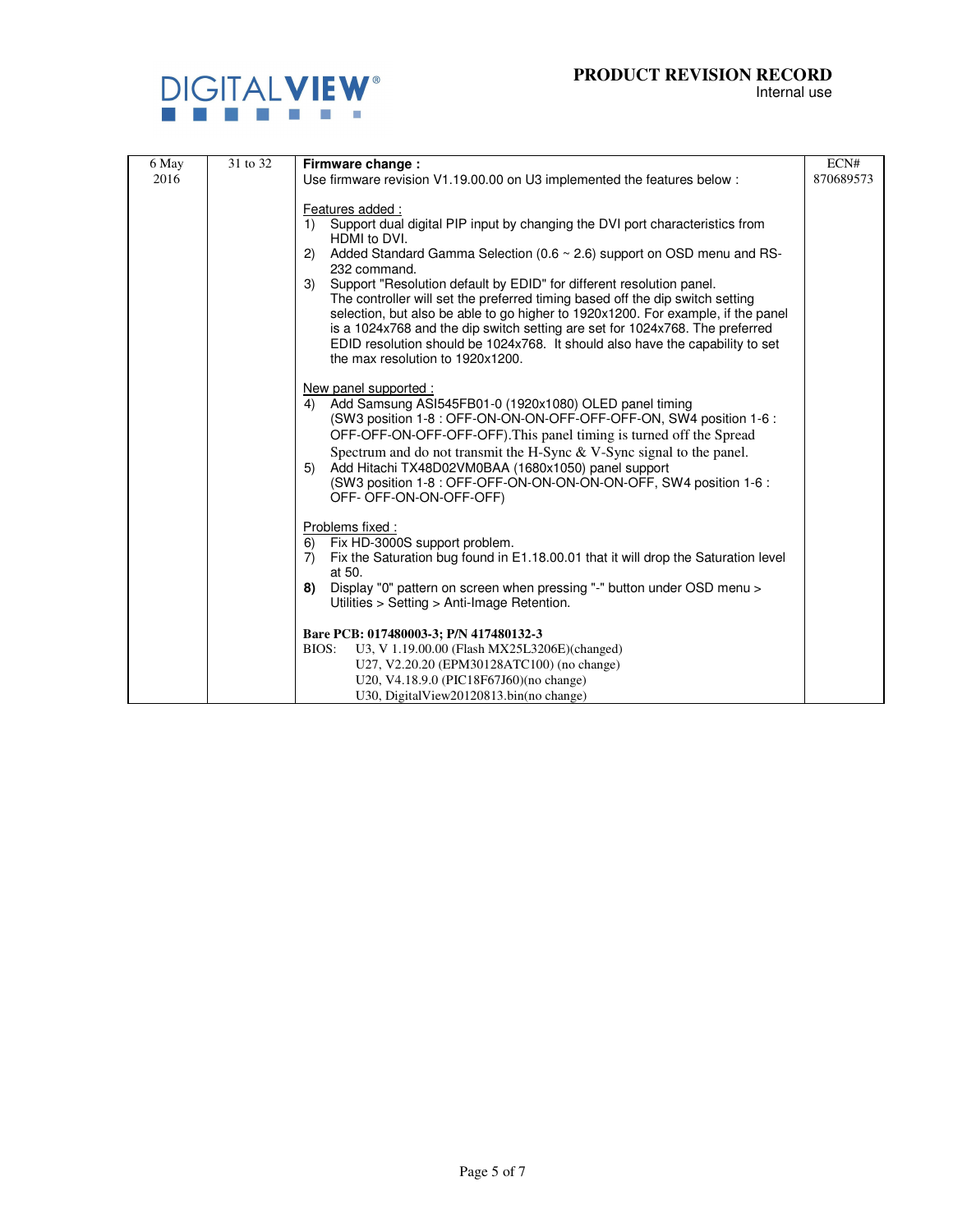| | | | |
|---|---|---|---|
| 6 May 2016 | 31 to 32 | **Firmware change :**<br>Use firmware revision V1.19.00.00 on U3 implemented the features below :<br><br><u>Features added :</u><br>1) Support dual digital PIP input by changing the DVI port characteristics from HDMI to DVI.<br>2) Added Standard Gamma Selection (0.6 ~ 2.6) support on OSD menu and RS-232 command.<br>3) Support "Resolution default by EDID" for different resolution panel. The controller will set the preferred timing based off the dip switch setting selection, but also be able to go higher to 1920x1200. For example, if the panel is a 1024x768 and the dip switch setting are set for 1024x768. The preferred EDID resolution should be 1024x768. It should also have the capability to set the max resolution to 1920x1200.<br><br><u>New panel supported :</u><br>4) Add Samsung ASI545FB01-0 (1920x1080) OLED panel timing (SW3 position 1-8 : OFF-ON-ON-ON-OFF-OFF-OFF-ON, SW4 position 1-6 : OFF-OFF-ON-OFF-OFF-OFF).This panel timing is turned off the Spread Spectrum and do not transmit the H-Sync & V-Sync signal to the panel.<br>5) Add Hitachi TX48D02VM0BAA (1680x1050) panel support (SW3 position 1-8 : OFF-OFF-ON-ON-ON-ON-ON-OFF, SW4 position 1-6 : OFF- OFF-ON-ON-OFF-OFF)<br><br><u>Problems fixed :</u><br>6) Fix HD-3000S support problem.<br>7) Fix the Saturation bug found in E1.18.00.01 that it will drop the Saturation level at 50.<br>**8)** Display "0" pattern on screen when pressing "-" button under OSD menu > Utilities > Setting > Anti-Image Retention.<br><br>**Bare PCB: 017480003-3; P/N 417480132-3**<br>BIOS: U3, V 1.19.00.00 (Flash MX25L3206E)(changed)<br>U27, V2.20.20 (EPM30128ATC100) (no change)<br>U20, V4.18.9.0 (PIC18F67J60)(no change)<br>U30, DigitalView20120813.bin(no change) | ECN# 870689573 |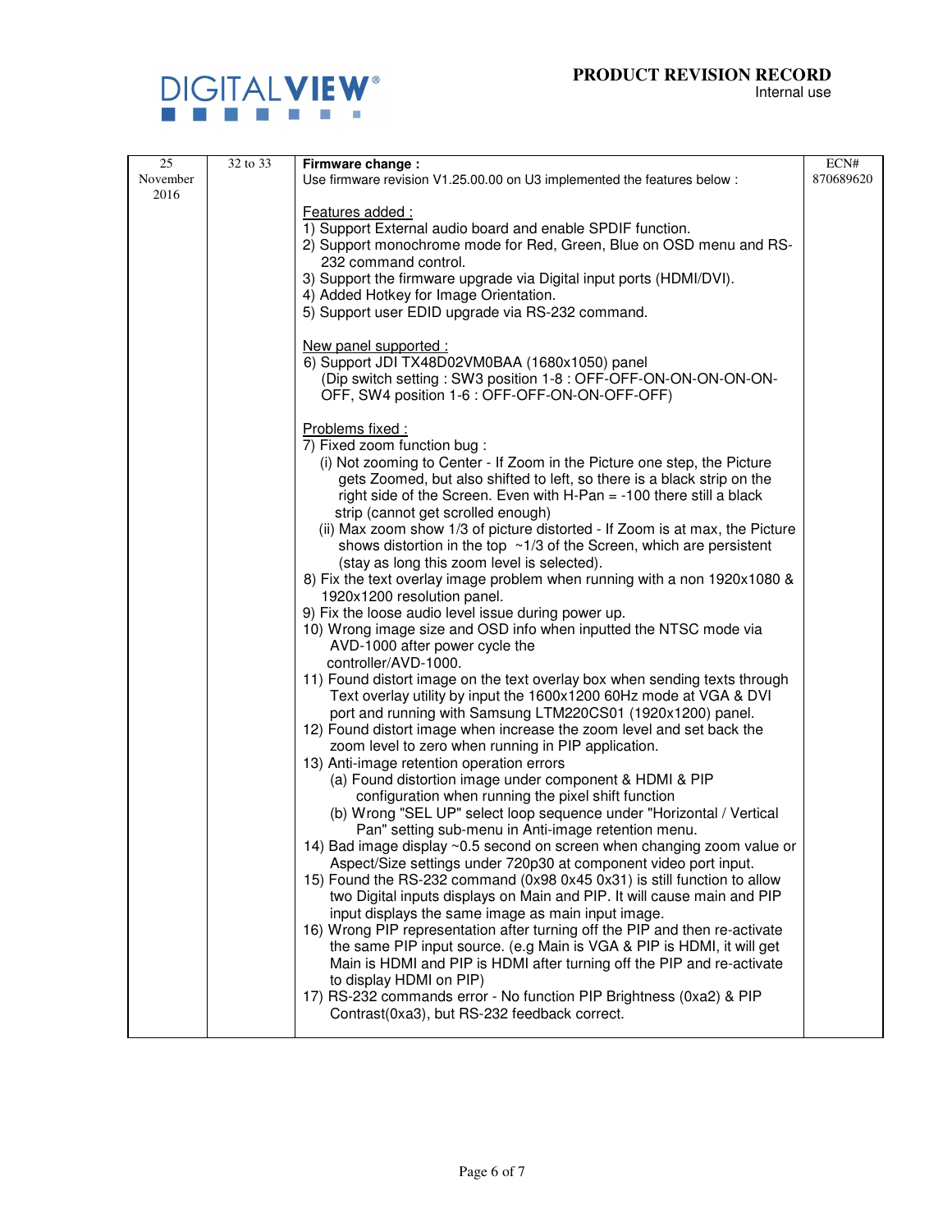**PRODUCT REVISION RECORD**
Internal use

| | | | |
|---|---|---|---|
| 25 November 2016 | 32 to 33 | **Firmware change :**<br>Use firmware revision V1.25.00.00 on U3 implemented the features below :<br><br>Features added :<br>1) Support External audio board and enable SPDIF function.<br>2) Support monochrome mode for Red, Green, Blue on OSD menu and RS-232 command control.<br>3) Support the firmware upgrade via Digital input ports (HDMI/DVI).<br>4) Added Hotkey for Image Orientation.<br>5) Support user EDID upgrade via RS-232 command.<br><br>New panel supported :<br>6) Support JDI TX48D02VM0BAA (1680x1050) panel<br>(Dip switch setting : SW3 position 1-8 : OFF-OFF-ON-ON-ON-ON-ON-OFF, SW4 position 1-6 : OFF-OFF-ON-ON-OFF-OFF)<br><br>Problems fixed :<br>7) Fixed zoom function bug :<br>(i) Not zooming to Center - If Zoom in the Picture one step, the Picture gets Zoomed, but also shifted to left, so there is a black strip on the right side of the Screen. Even with H-Pan = -100 there still a black strip (cannot get scrolled enough)<br>(ii) Max zoom show 1/3 of picture distorted - If Zoom is at max, the Picture shows distortion in the top ~1/3 of the Screen, which are persistent (stay as long this zoom level is selected).<br>8) Fix the text overlay image problem when running with a non 1920x1080 & 1920x1200 resolution panel.<br>9) Fix the loose audio level issue during power up.<br>10) Wrong image size and OSD info when inputted the NTSC mode via AVD-1000 after power cycle the controller/AVD-1000.<br>11) Found distort image on the text overlay box when sending texts through Text overlay utility by input the 1600x1200 60Hz mode at VGA & DVI port and running with Samsung LTM220CS01 (1920x1200) panel.<br>12) Found distort image when increase the zoom level and set back the zoom level to zero when running in PIP application.<br>13) Anti-image retention operation errors<br>(a) Found distortion image under component & HDMI & PIP configuration when running the pixel shift function<br>(b) Wrong "SEL UP" select loop sequence under "Horizontal / Vertical Pan" setting sub-menu in Anti-image retention menu.<br>14) Bad image display ~0.5 second on screen when changing zoom value or Aspect/Size settings under 720p30 at component video port input.<br>15) Found the RS-232 command (0x98 0x45 0x31) is still function to allow two Digital inputs displays on Main and PIP. It will cause main and PIP input displays the same image as main input image.<br>16) Wrong PIP representation after turning off the PIP and then re-activate the same PIP input source. (e.g Main is VGA & PIP is HDMI, it will get Main is HDMI and PIP is HDMI after turning off the PIP and re-activate to display HDMI on PIP)<br>17) RS-232 commands error - No function PIP Brightness (0xa2) & PIP Contrast(0xa3), but RS-232 feedback correct. | ECN# 870689620 |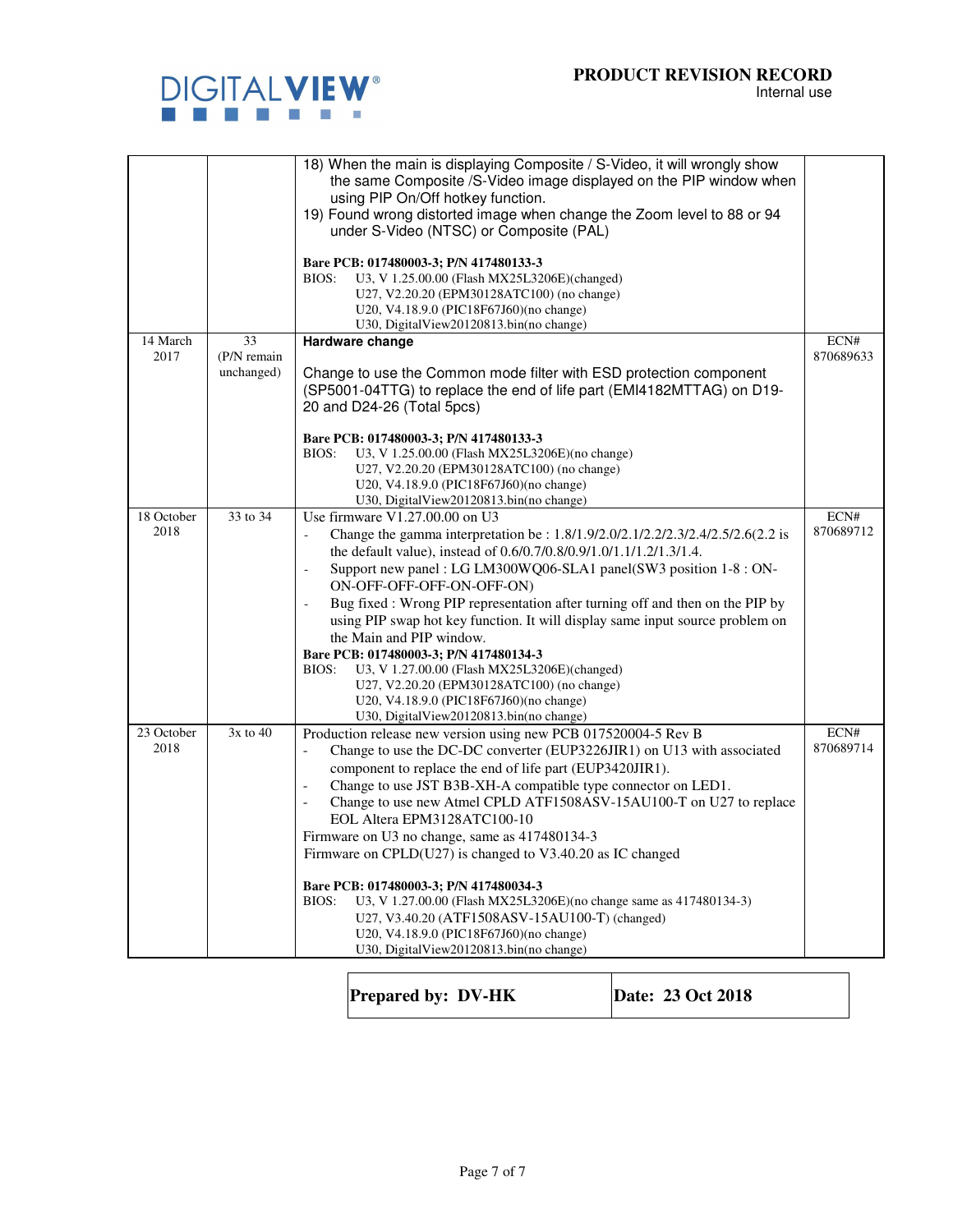| | | | |
|---|---|---|---|
| | | 18) When the main is displaying Composite / S-Video, it will wrongly show the same Composite /S-Video image displayed on the PIP window when using PIP On/Off hotkey function.<br>19) Found wrong distorted image when change the Zoom level to 88 or 94 under S-Video (NTSC) or Composite (PAL)<br><br>**Bare PCB: 017480003-3; P/N 417480133-3**<br>BIOS: U3, V 1.25.00.00 (Flash MX25L3206E)(changed)<br>U27, V2.20.20 (EPM30128ATC100) (no change)<br>U20, V4.18.9.0 (PIC18F67J60)(no change)<br>U30, DigitalView20120813.bin(no change) | |
| 14 March 2017 | 33 (P/N remain unchanged) | **Hardware change**<br><br>Change to use the Common mode filter with ESD protection component (SP5001-04TTG) to replace the end of life part (EMI4182MTTAG) on D19-20 and D24-26 (Total 5pcs)<br><br>**Bare PCB: 017480003-3; P/N 417480133-3**<br>BIOS: U3, V 1.25.00.00 (Flash MX25L3206E)(no change)<br>U27, V2.20.20 (EPM30128ATC100) (no change)<br>U20, V4.18.9.0 (PIC18F67J60)(no change)<br>U30, DigitalView20120813.bin(no change) | ECN# 870689633 |
| 18 October 2018 | 33 to 34 | Use firmware V1.27.00.00 on U3<br>- Change the gamma interpretation be : 1.8/1.9/2.0/2.1/2.2/2.3/2.4/2.5/2.6(2.2 is the default value), instead of 0.6/0.7/0.8/0.9/1.0/1.1/1.2/1.3/1.4.<br>- Support new panel : LG LM300WQ06-SLA1 panel(SW3 position 1-8 : ON-ON-OFF-OFF-OFF-ON-OFF-ON)<br>- Bug fixed : Wrong PIP representation after turning off and then on the PIP by using PIP swap hot key function. It will display same input source problem on the Main and PIP window.<br>**Bare PCB: 017480003-3; P/N 417480134-3**<br>BIOS: U3, V 1.27.00.00 (Flash MX25L3206E)(changed)<br>U27, V2.20.20 (EPM30128ATC100) (no change)<br>U20, V4.18.9.0 (PIC18F67J60)(no change)<br>U30, DigitalView20120813.bin(no change) | ECN# 870689712 |
| 23 October 2018 | 3x to 40 | Production release new version using new PCB 017520004-5 Rev B<br>- Change to use the DC-DC converter (EUP3226JIR1) on U13 with associated component to replace the end of life part (EUP3420JIR1).<br>- Change to use JST B3B-XH-A compatible type connector on LED1.<br>- Change to use new Atmel CPLD ATF1508ASV-15AU100-T on U27 to replace EOL Altera EPM3128ATC100-10<br>Firmware on U3 no change, same as 417480134-3<br>Firmware on CPLD(U27) is changed to V3.40.20 as IC changed<br><br>**Bare PCB: 017480003-3; P/N 417480034-3**<br>BIOS: U3, V 1.27.00.00 (Flash MX25L3206E)(no change same as 417480134-3)<br>U27, V3.40.20 (ATF1508ASV-15AU100-T) (changed)<br>U20, V4.18.9.0 (PIC18F67J60)(no change)<br>U30, DigitalView20120813.bin(no change) | ECN# 870689714 |

| | |
|---|---|
| **Prepared by: DV-HK** | **Date: 23 Oct 2018** |